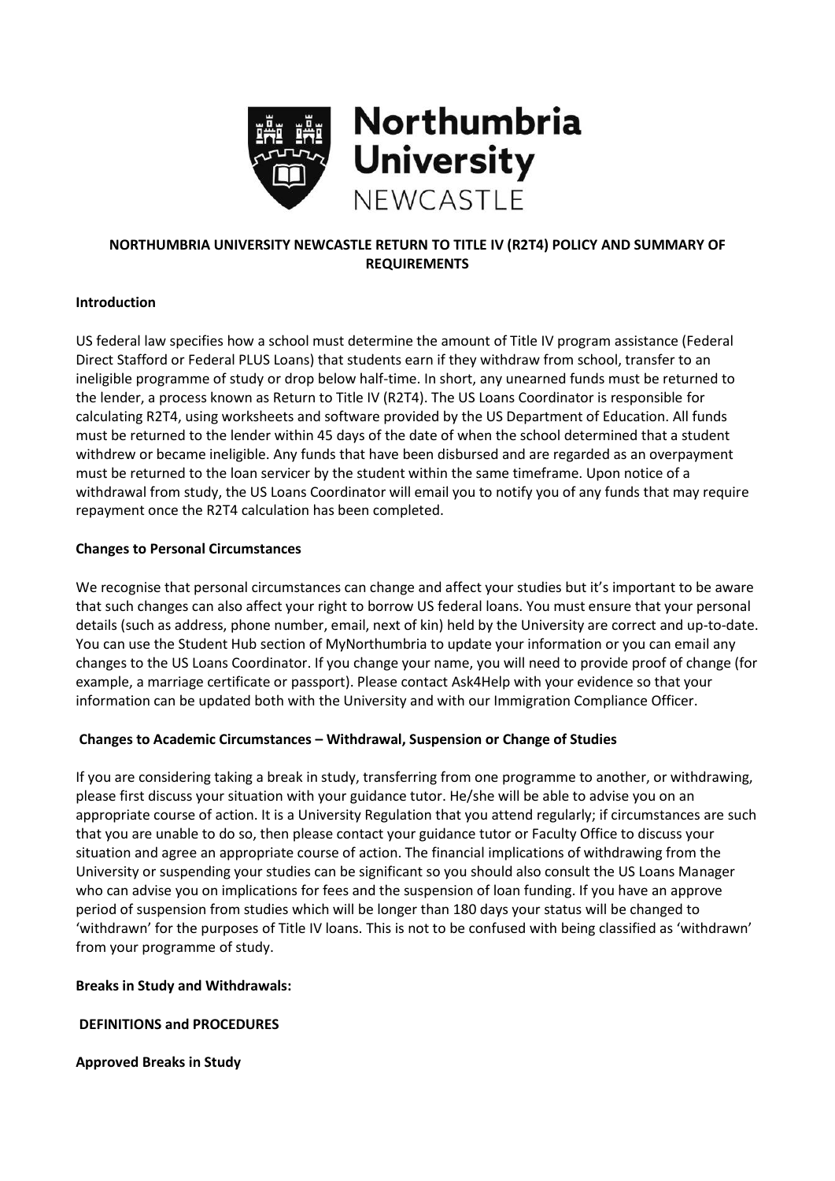# NORTHUMBRIA UNIVERSITY NEWCASTLE RETURN TO TITLE IV (R2T4) POLICY AND SUMMARY OF REQUIREMENTS

## Introduction

US federal law specifies how a school must determine the amount of Title IV program assistance (Federal Direct Stafford or Federal PLUS Loans) that students earn if they withdraw from school, transfer to an ineligible programme of study or drop below half-time. In short, any unearned funds must be returned to the lender, a process known as Return to Title IV (R2T4). The US Loans Coordinator is responsible for calculating R2T4, using worksheets and software provided by the US Department of Education. All funds must be returned to the lender within 45 days of the date of when the school determined that a student withdrew or became ineligible. Any funds that have been disbursed and are regarded as an overpayment must be returned to the loan servicer by the student within the same timeframe. Upon notice of a withdrawal from study, the US Loans Coordinator will email you to notify you of any funds that may require repayment once the R2T4 calculation has been completed.

## Changes to Personal Circumstances

We recognise that personal circumstances can change and affect your studies but it's important to be aware that such changes can also affect your right to borrow US federal loans. You must ensure that your personal details (such as address, phone number, email, next of kin) held by the University are correct and up-to-date. You can use the Student Hub section of MyNorthumbria to update your information or you can email any changes to the US Loans Coordinator. If you change your name, you will need to provide proof of change (for example, a marriage certificate or passport). Please contact Ask4Help with your evidence so that your information can be updated both with the University and with our Immigration Compliance Officer.

## Changes to Academic Circumstances – Withdrawal, Suspension or Change of Studies

If you are considering taking a break in study, transferring from one programme to another, or withdrawing, please first discuss your situation with your guidance tutor. He/she will be able to advise you on an appropriate course of action. It is a University Regulation that you attend regularly; if circumstances are such that you are unable to do so, then please contact your guidance tutor or Faculty Office to discuss your situation and agree an appropriate course of action. The financial implications of withdrawing from the University or suspending your studies can be significant so you should also consult the US Loans Manager who can advise you on implications for fees and the suspension of loan funding. If you have an approve period of suspension from studies which will be longer than 180 days your status will be changed to 'withdrawn' for the purposes of Title IV loans. This is not to be confused with being classified as 'withdrawn' from your programme of study.

## Breaks in Study and Withdrawals:

## DEFINITIONS and PROCEDURES

### Approved Breaks in Study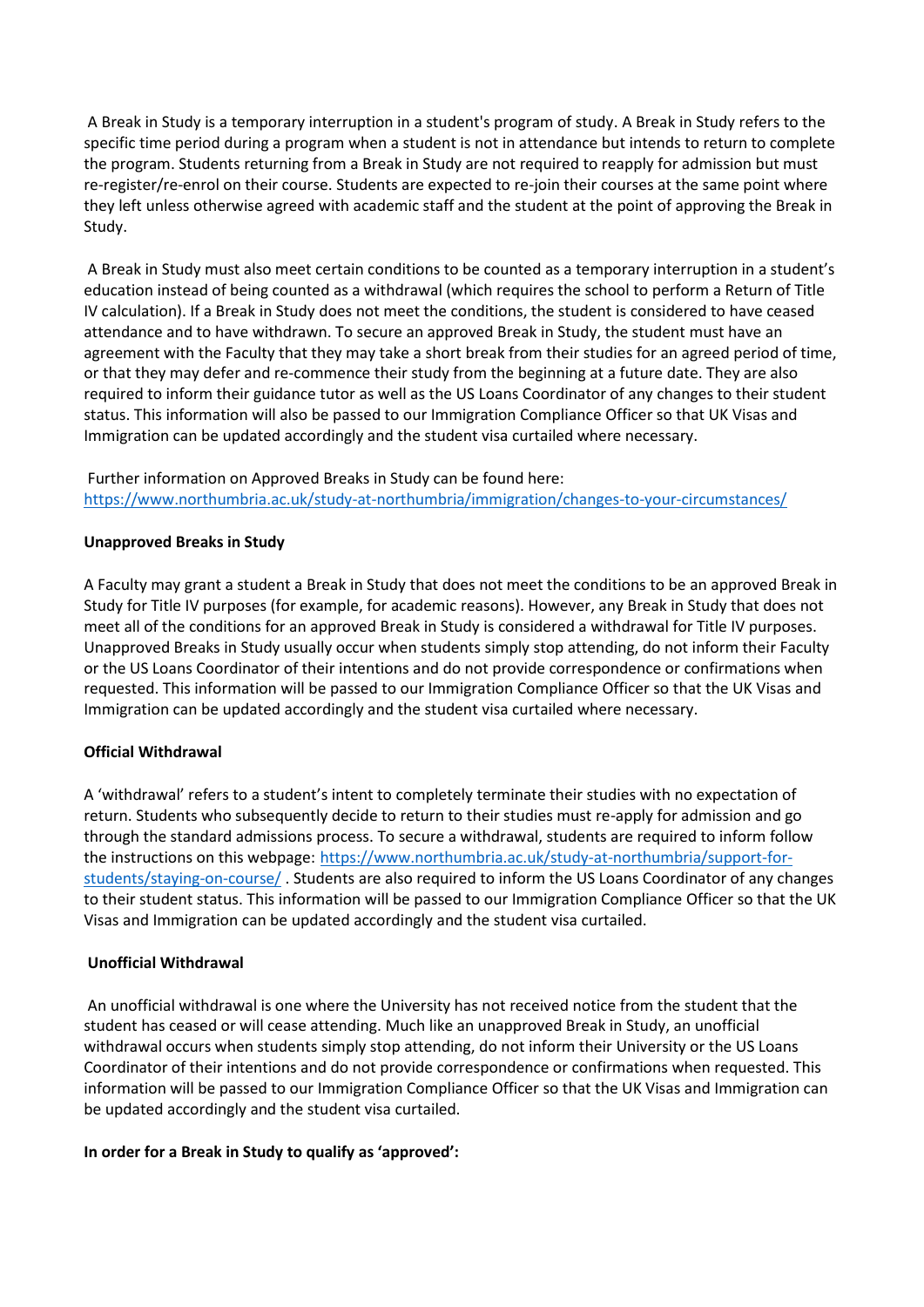A Break in Study is a temporary interruption in a student's program of study. A Break in Study refers to the specific time period during a program when a student is not in attendance but intends to return to complete the program. Students returning from a Break in Study are not required to reapply for admission but must re-register/re-enrol on their course. Students are expected to re-join their courses at the same point where they left unless otherwise agreed with academic staff and the student at the point of approving the Break in Study.

A Break in Study must also meet certain conditions to be counted as a temporary interruption in a student's education instead of being counted as a withdrawal (which requires the school to perform a Return of Title IV calculation). If a Break in Study does not meet the conditions, the student is considered to have ceased attendance and to have withdrawn. To secure an approved Break in Study, the student must have an agreement with the Faculty that they may take a short break from their studies for an agreed period of time, or that they may defer and re-commence their study from the beginning at a future date. They are also required to inform their guidance tutor as well as the US Loans Coordinator of any changes to their student status. This information will also be passed to our Immigration Compliance Officer so that UK Visas and Immigration can be updated accordingly and the student visa curtailed where necessary.

Further information on Approved Breaks in Study can be found here: https://www.northumbria.ac.uk/study-at-northumbria/immigration/changes-to-your-circumstances/

**Unapproved Breaks in Study**

A Faculty may grant a student a Break in Study that does not meet the conditions to be an approved Break in Study for Title IV purposes (for example, for academic reasons). However, any Break in Study that does not meet all of the conditions for an approved Break in Study is considered a withdrawal for Title IV purposes. Unapproved Breaks in Study usually occur when students simply stop attending, do not inform their Faculty or the US Loans Coordinator of their intentions and do not provide correspondence or confirmations when requested. This information will be passed to our Immigration Compliance Officer so that the UK Visas and Immigration can be updated accordingly and the student visa curtailed where necessary.

**Official Withdrawal**

A 'withdrawal' refers to a student's intent to completely terminate their studies with no expectation of return. Students who subsequently decide to return to their studies must re-apply for admission and go through the standard admissions process. To secure a withdrawal, students are required to inform follow the instructions on this webpage: https://www.northumbria.ac.uk/study-at-northumbria/support-for-students/staying-on-course/ . Students are also required to inform the US Loans Coordinator of any changes to their student status. This information will be passed to our Immigration Compliance Officer so that the UK Visas and Immigration can be updated accordingly and the student visa curtailed.

**Unofficial Withdrawal**

An unofficial withdrawal is one where the University has not received notice from the student that the student has ceased or will cease attending. Much like an unapproved Break in Study, an unofficial withdrawal occurs when students simply stop attending, do not inform their University or the US Loans Coordinator of their intentions and do not provide correspondence or confirmations when requested. This information will be passed to our Immigration Compliance Officer so that the UK Visas and Immigration can be updated accordingly and the student visa curtailed.

**In order for a Break in Study to qualify as 'approved':**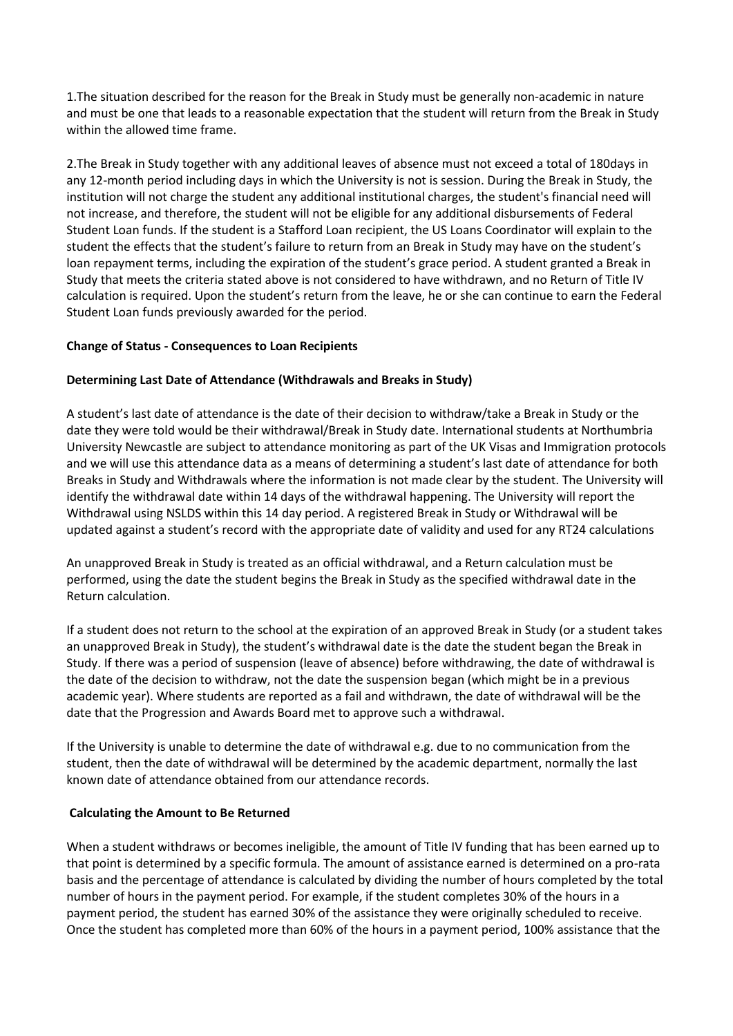1.The situation described for the reason for the Break in Study must be generally non-academic in nature and must be one that leads to a reasonable expectation that the student will return from the Break in Study within the allowed time frame.

2.The Break in Study together with any additional leaves of absence must not exceed a total of 180days in any 12-month period including days in which the University is not is session. During the Break in Study, the institution will not charge the student any additional institutional charges, the student's financial need will not increase, and therefore, the student will not be eligible for any additional disbursements of Federal Student Loan funds. If the student is a Stafford Loan recipient, the US Loans Coordinator will explain to the student the effects that the student's failure to return from an Break in Study may have on the student's loan repayment terms, including the expiration of the student's grace period. A student granted a Break in Study that meets the criteria stated above is not considered to have withdrawn, and no Return of Title IV calculation is required. Upon the student's return from the leave, he or she can continue to earn the Federal Student Loan funds previously awarded for the period.

**Change of Status - Consequences to Loan Recipients**

**Determining Last Date of Attendance (Withdrawals and Breaks in Study)**

A student's last date of attendance is the date of their decision to withdraw/take a Break in Study or the date they were told would be their withdrawal/Break in Study date. International students at Northumbria University Newcastle are subject to attendance monitoring as part of the UK Visas and Immigration protocols and we will use this attendance data as a means of determining a student's last date of attendance for both Breaks in Study and Withdrawals where the information is not made clear by the student. The University will identify the withdrawal date within 14 days of the withdrawal happening. The University will report the Withdrawal using NSLDS within this 14 day period. A registered Break in Study or Withdrawal will be updated against a student's record with the appropriate date of validity and used for any RT24 calculations

An unapproved Break in Study is treated as an official withdrawal, and a Return calculation must be performed, using the date the student begins the Break in Study as the specified withdrawal date in the Return calculation.

If a student does not return to the school at the expiration of an approved Break in Study (or a student takes an unapproved Break in Study), the student's withdrawal date is the date the student began the Break in Study. If there was a period of suspension (leave of absence) before withdrawing, the date of withdrawal is the date of the decision to withdraw, not the date the suspension began (which might be in a previous academic year). Where students are reported as a fail and withdrawn, the date of withdrawal will be the date that the Progression and Awards Board met to approve such a withdrawal.

If the University is unable to determine the date of withdrawal e.g. due to no communication from the student, then the date of withdrawal will be determined by the academic department, normally the last known date of attendance obtained from our attendance records.

**Calculating the Amount to Be Returned**

When a student withdraws or becomes ineligible, the amount of Title IV funding that has been earned up to that point is determined by a specific formula. The amount of assistance earned is determined on a pro-rata basis and the percentage of attendance is calculated by dividing the number of hours completed by the total number of hours in the payment period. For example, if the student completes 30% of the hours in a payment period, the student has earned 30% of the assistance they were originally scheduled to receive. Once the student has completed more than 60% of the hours in a payment period, 100% assistance that the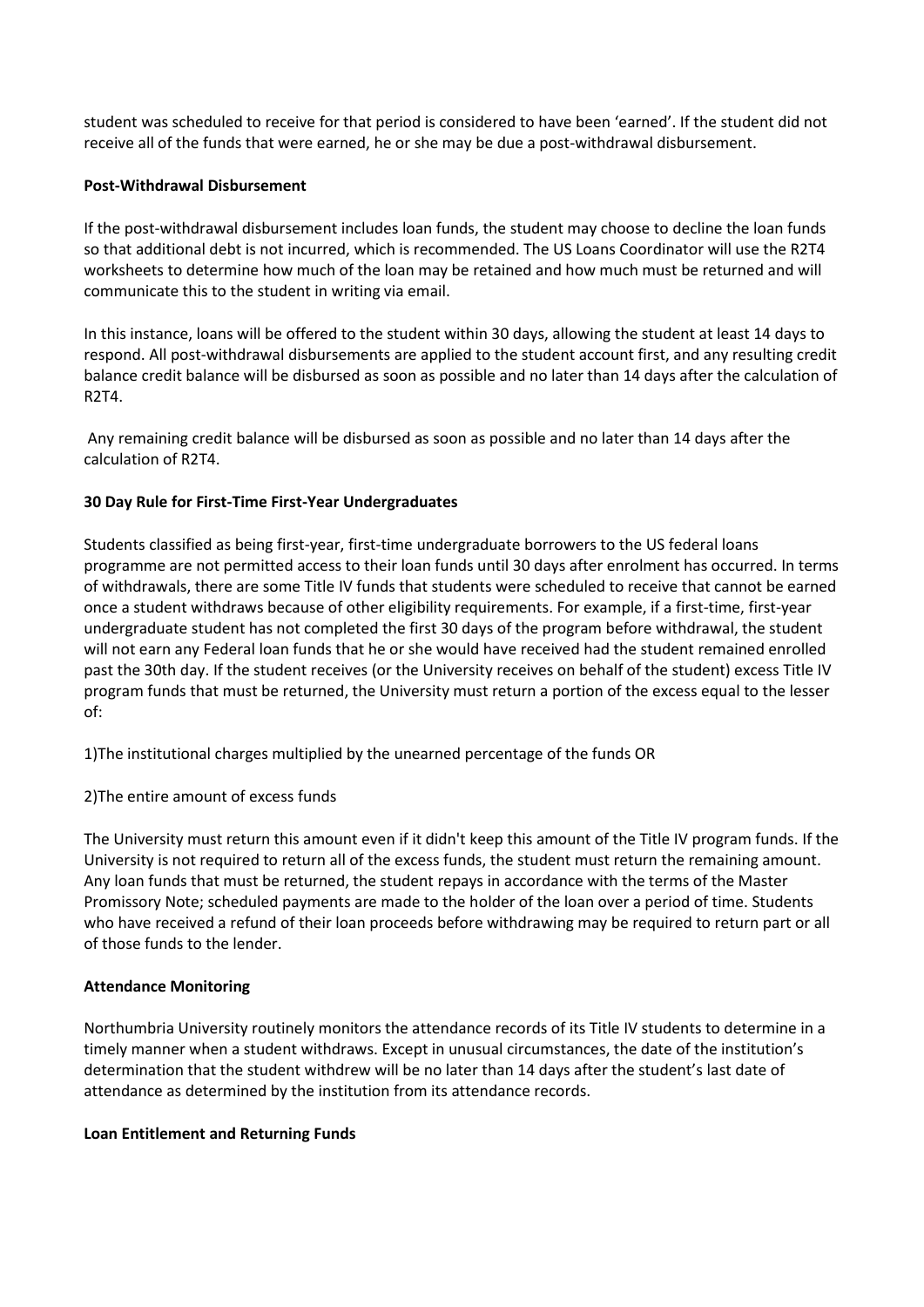student was scheduled to receive for that period is considered to have been 'earned'. If the student did not receive all of the funds that were earned, he or she may be due a post-withdrawal disbursement.

**Post-Withdrawal Disbursement**

If the post-withdrawal disbursement includes loan funds, the student may choose to decline the loan funds so that additional debt is not incurred, which is recommended. The US Loans Coordinator will use the R2T4 worksheets to determine how much of the loan may be retained and how much must be returned and will communicate this to the student in writing via email.

In this instance, loans will be offered to the student within 30 days, allowing the student at least 14 days to respond. All post-withdrawal disbursements are applied to the student account first, and any resulting credit balance credit balance will be disbursed as soon as possible and no later than 14 days after the calculation of R2T4.

Any remaining credit balance will be disbursed as soon as possible and no later than 14 days after the calculation of R2T4.

**30 Day Rule for First-Time First-Year Undergraduates**

Students classified as being first-year, first-time undergraduate borrowers to the US federal loans programme are not permitted access to their loan funds until 30 days after enrolment has occurred. In terms of withdrawals, there are some Title IV funds that students were scheduled to receive that cannot be earned once a student withdraws because of other eligibility requirements. For example, if a first-time, first-year undergraduate student has not completed the first 30 days of the program before withdrawal, the student will not earn any Federal loan funds that he or she would have received had the student remained enrolled past the 30th day. If the student receives (or the University receives on behalf of the student) excess Title IV program funds that must be returned, the University must return a portion of the excess equal to the lesser of:

1)The institutional charges multiplied by the unearned percentage of the funds OR

2)The entire amount of excess funds

The University must return this amount even if it didn't keep this amount of the Title IV program funds. If the University is not required to return all of the excess funds, the student must return the remaining amount. Any loan funds that must be returned, the student repays in accordance with the terms of the Master Promissory Note; scheduled payments are made to the holder of the loan over a period of time. Students who have received a refund of their loan proceeds before withdrawing may be required to return part or all of those funds to the lender.

**Attendance Monitoring**

Northumbria University routinely monitors the attendance records of its Title IV students to determine in a timely manner when a student withdraws. Except in unusual circumstances, the date of the institution's determination that the student withdrew will be no later than 14 days after the student's last date of attendance as determined by the institution from its attendance records.

**Loan Entitlement and Returning Funds**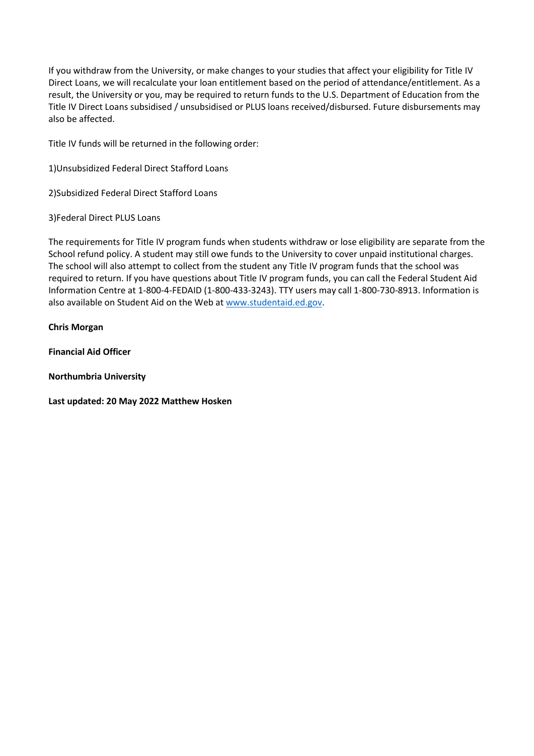If you withdraw from the University, or make changes to your studies that affect your eligibility for Title IV Direct Loans, we will recalculate your loan entitlement based on the period of attendance/entitlement. As a result, the University or you, may be required to return funds to the U.S. Department of Education from the Title IV Direct Loans subsidised / unsubsidised or PLUS loans received/disbursed. Future disbursements may also be affected.

Title IV funds will be returned in the following order:

1)Unsubsidized Federal Direct Stafford Loans

2)Subsidized Federal Direct Stafford Loans

3)Federal Direct PLUS Loans

The requirements for Title IV program funds when students withdraw or lose eligibility are separate from the School refund policy. A student may still owe funds to the University to cover unpaid institutional charges. The school will also attempt to collect from the student any Title IV program funds that the school was required to return. If you have questions about Title IV program funds, you can call the Federal Student Aid Information Centre at 1-800-4-FEDAID (1-800-433-3243). TTY users may call 1-800-730-8913. Information is also available on Student Aid on the Web at [www.studentaid.ed.gov](www.studentaid.ed.gov).

**Chris Morgan**

**Financial Aid Officer**

**Northumbria University**

**Last updated: 20 May 2022 Matthew Hosken**